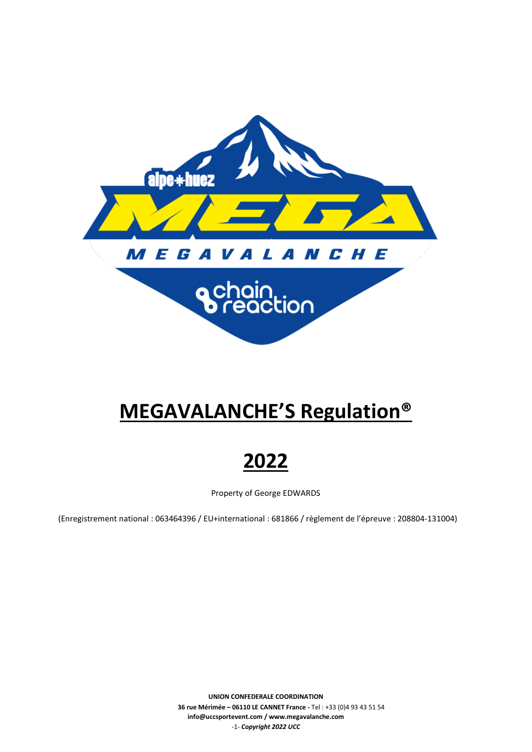# MEGAVALANCHE'S Regulation®

# 2022

Property of George EDWARDS

(Enregistrement national : 063464396 / EU+international : 681866 / règlement de l'épreuve : 208804-131004)

**UNION CONFEDERALE COORDINATION**
**36 rue Mérimée – 06110 LE CANNET France** - Tel : +33 (0)4 93 43 51 54
**info@uccsportevent.com / www.megavalanche.com**
***Copyright 2022 UCC***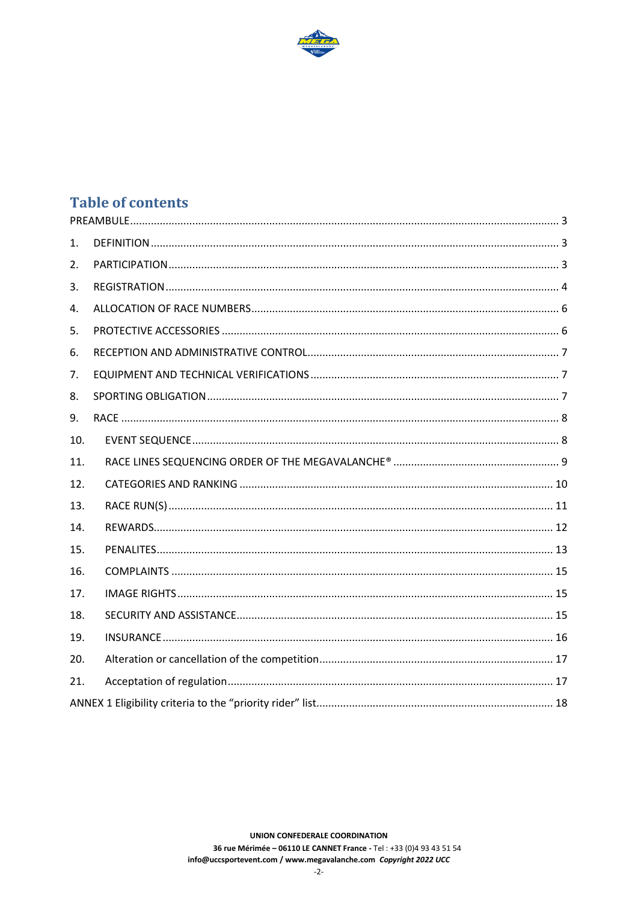## Table of contents

PREAMBULE ... 3

1. DEFINITION ... 3
2. PARTICIPATION ... 3
3. REGISTRATION ... 4
4. ALLOCATION OF RACE NUMBERS ... 6
5. PROTECTIVE ACCESSORIES ... 6
6. RECEPTION AND ADMINISTRATIVE CONTROL ... 7
7. EQUIPMENT AND TECHNICAL VERIFICATIONS ... 7
8. SPORTING OBLIGATION ... 7
9. RACE ... 8
10. EVENT SEQUENCE ... 8
11. RACE LINES SEQUENCING ORDER OF THE MEGAVALANCHE® ... 9
12. CATEGORIES AND RANKING ... 10
13. RACE RUN(S) ... 11
14. REWARDS ... 12
15. PENALITES ... 13
16. COMPLAINTS ... 15
17. IMAGE RIGHTS ... 15
18. SECURITY AND ASSISTANCE ... 15
19. INSURANCE ... 16
20. Alteration or cancellation of the competition ... 17
21. Acceptation of regulation ... 17

ANNEX 1 Eligibility criteria to the "priority rider" list ... 18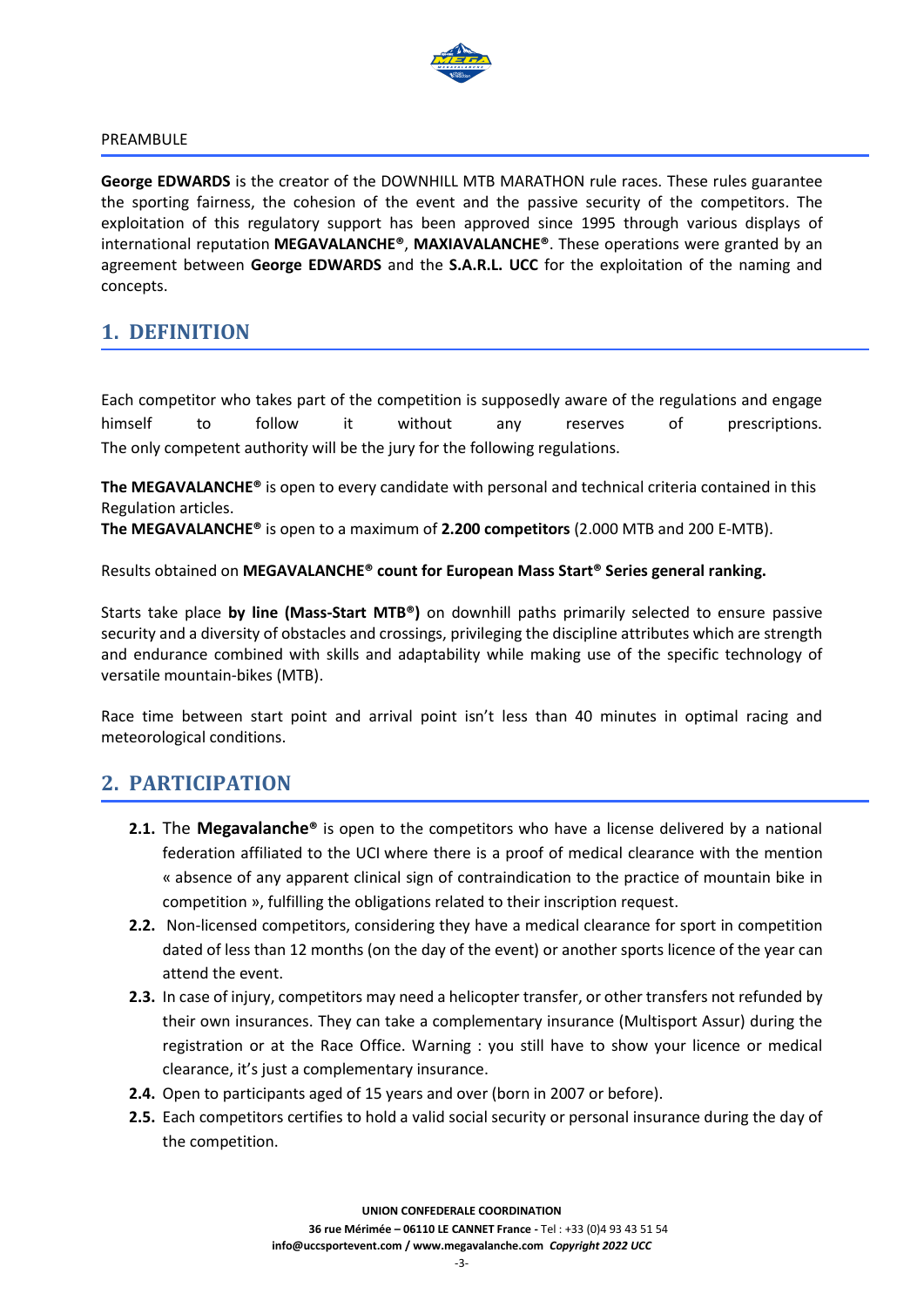PREAMBULE

**George EDWARDS** is the creator of the DOWNHILL MTB MARATHON rule races. These rules guarantee the sporting fairness, the cohesion of the event and the passive security of the competitors. The exploitation of this regulatory support has been approved since 1995 through various displays of international reputation **MEGAVALANCHE®**, **MAXIAVALANCHE®**. These operations were granted by an agreement between **George EDWARDS** and the **S.A.R.L. UCC** for the exploitation of the naming and concepts.

## 1. DEFINITION

Each competitor who takes part of the competition is supposedly aware of the regulations and engage himself to follow it without any reserves of prescriptions.
The only competent authority will be the jury for the following regulations.

**The MEGAVALANCHE®** is open to every candidate with personal and technical criteria contained in this Regulation articles.
**The MEGAVALANCHE®** is open to a maximum of **2.200 competitors** (2.000 MTB and 200 E-MTB).

Results obtained on **MEGAVALANCHE® count for European Mass Start® Series general ranking.**

Starts take place **by line (Mass-Start MTB®)** on downhill paths primarily selected to ensure passive security and a diversity of obstacles and crossings, privileging the discipline attributes which are strength and endurance combined with skills and adaptability while making use of the specific technology of versatile mountain-bikes (MTB).

Race time between start point and arrival point isn't less than 40 minutes in optimal racing and meteorological conditions.

## 2. PARTICIPATION

- **2.1.** The **Megavalanche®** is open to the competitors who have a license delivered by a national federation affiliated to the UCI where there is a proof of medical clearance with the mention « absence of any apparent clinical sign of contraindication to the practice of mountain bike in competition », fulfilling the obligations related to their inscription request.
- **2.2.** Non-licensed competitors, considering they have a medical clearance for sport in competition dated of less than 12 months (on the day of the event) or another sports licence of the year can attend the event.
- **2.3.** In case of injury, competitors may need a helicopter transfer, or other transfers not refunded by their own insurances. They can take a complementary insurance (Multisport Assur) during the registration or at the Race Office. Warning : you still have to show your licence or medical clearance, it's just a complementary insurance.
- **2.4.** Open to participants aged of 15 years and over (born in 2007 or before).
- **2.5.** Each competitors certifies to hold a valid social security or personal insurance during the day of the competition.

UNION CONFEDERALE COORDINATION
36 rue Mérimée – 06110 LE CANNET France - Tel : +33 (0)4 93 43 51 54
info@uccsportevent.com / www.megavalanche.com *Copyright 2022 UCC*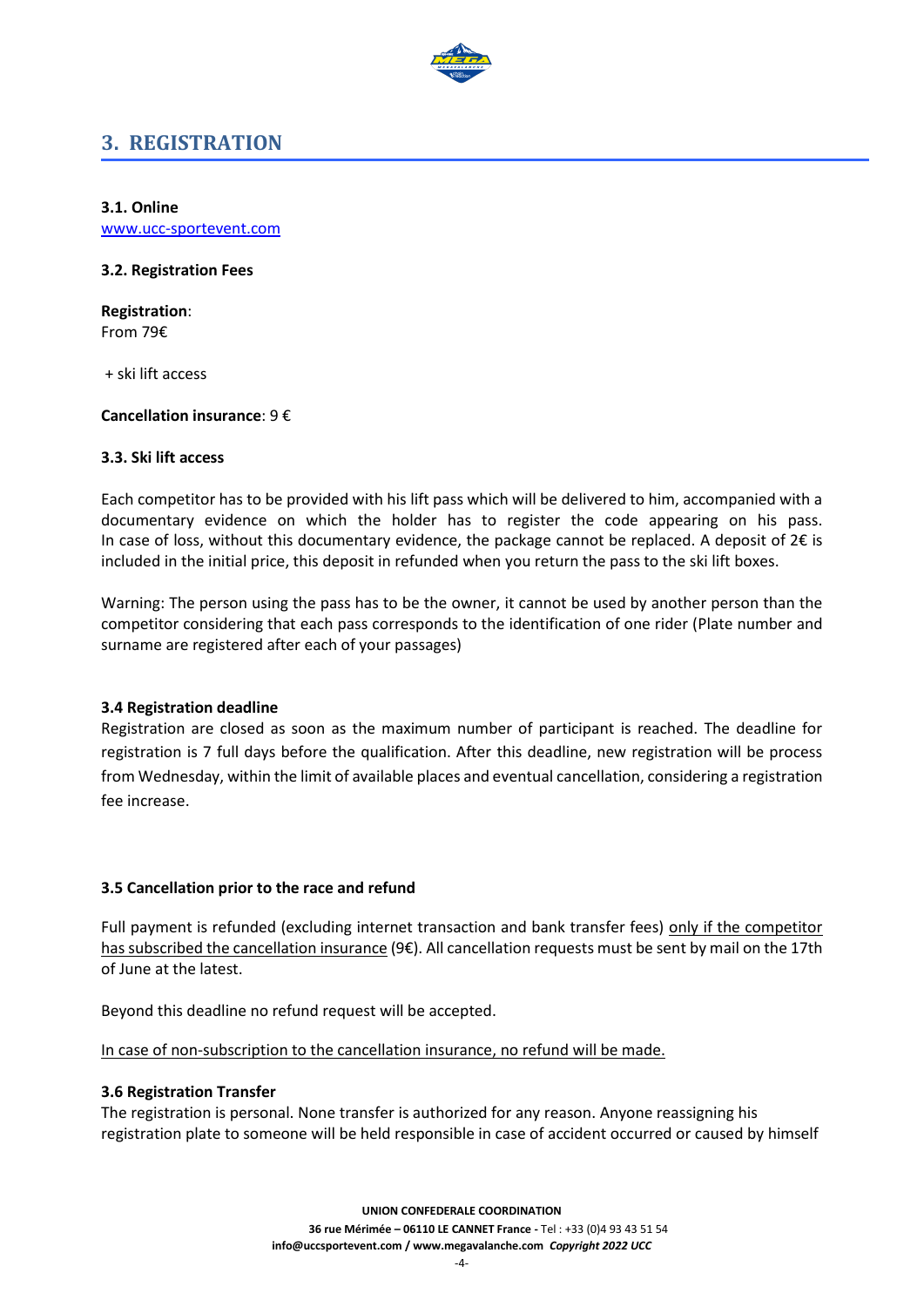## 3. REGISTRATION

**3.1. Online**
[www.ucc-sportevent.com](www.ucc-sportevent.com)

**3.2. Registration Fees**

**Registration**:
From 79€

+ ski lift access

**Cancellation insurance**: 9 €

**3.3. Ski lift access**

Each competitor has to be provided with his lift pass which will be delivered to him, accompanied with a documentary evidence on which the holder has to register the code appearing on his pass. In case of loss, without this documentary evidence, the package cannot be replaced. A deposit of 2€ is included in the initial price, this deposit in refunded when you return the pass to the ski lift boxes.

Warning: The person using the pass has to be the owner, it cannot be used by another person than the competitor considering that each pass corresponds to the identification of one rider (Plate number and surname are registered after each of your passages)

**3.4 Registration deadline**
Registration are closed as soon as the maximum number of participant is reached. The deadline for registration is 7 full days before the qualification. After this deadline, new registration will be process from Wednesday, within the limit of available places and eventual cancellation, considering a registration fee increase.

**3.5 Cancellation prior to the race and refund**

Full payment is refunded (excluding internet transaction and bank transfer fees) <u>only if the competitor has subscribed the cancellation insurance</u> (9€). All cancellation requests must be sent by mail on the 17th of June at the latest.

Beyond this deadline no refund request will be accepted.

<u>In case of non-subscription to the cancellation insurance, no refund will be made.</u>

**3.6 Registration Transfer**
The registration is personal. None transfer is authorized for any reason. Anyone reassigning his registration plate to someone will be held responsible in case of accident occurred or caused by himself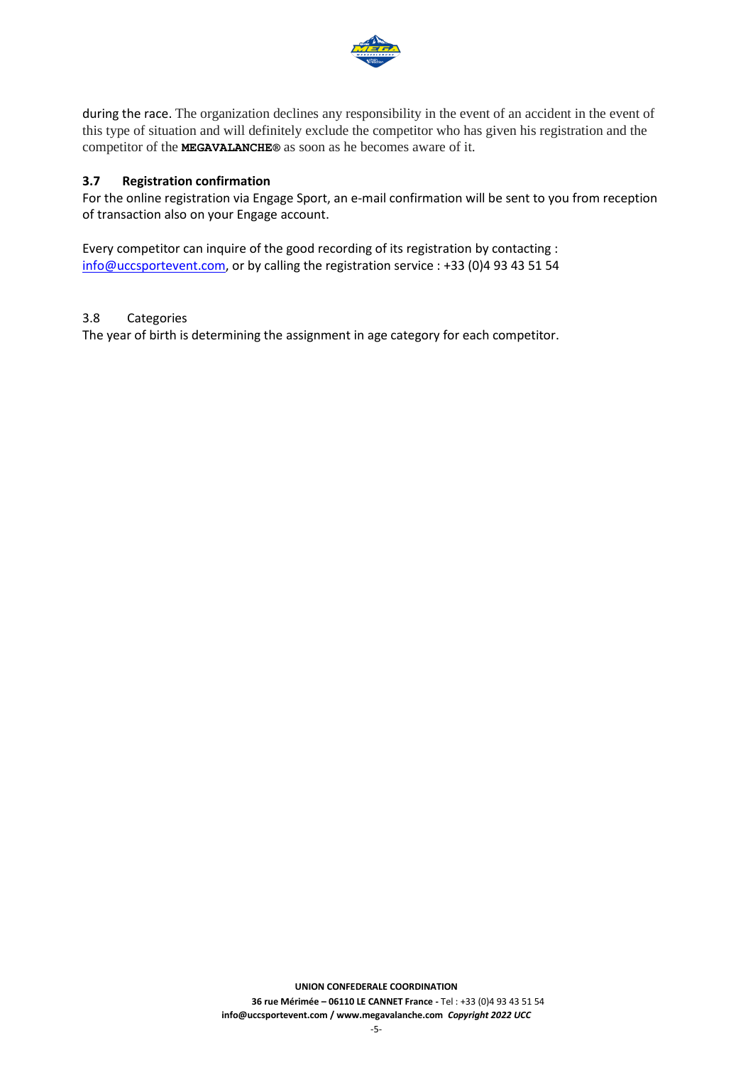during the race. The organization declines any responsibility in the event of an accident in the event of this type of situation and will definitely exclude the competitor who has given his registration and the competitor of the **MEGAVALANCHE®** as soon as he becomes aware of it.

### 3.7 Registration confirmation

For the online registration via Engage Sport, an e-mail confirmation will be sent to you from reception of transaction also on your Engage account.

Every competitor can inquire of the good recording of its registration by contacting : info@uccsportevent.com, or by calling the registration service : +33 (0)4 93 43 51 54

3.8 Categories

The year of birth is determining the assignment in age category for each competitor.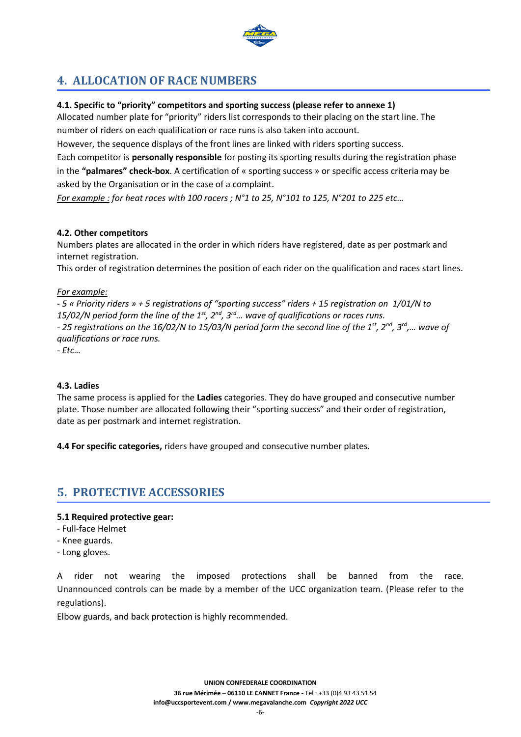## 4. ALLOCATION OF RACE NUMBERS

**4.1. Specific to "priority" competitors and sporting success (please refer to annexe 1)**

Allocated number plate for "priority" riders list corresponds to their placing on the start line. The number of riders on each qualification or race runs is also taken into account.

However, the sequence displays of the front lines are linked with riders sporting success.

Each competitor is **personally responsible** for posting its sporting results during the registration phase in the **"palmares" check-box**. A certification of « sporting success » or specific access criteria may be asked by the Organisation or in the case of a complaint.

*For example : for heat races with 100 racers ; N°1 to 25, N°101 to 125, N°201 to 225 etc…*

**4.2. Other competitors**

Numbers plates are allocated in the order in which riders have registered, date as per postmark and internet registration.

This order of registration determines the position of each rider on the qualification and races start lines.

*For example:*

*- 5 « Priority riders » + 5 registrations of "sporting success" riders + 15 registration on 1/01/N to 15/02/N period form the line of the 1st, 2nd, 3rd… wave of qualifications or races runs.*

*- 25 registrations on the 16/02/N to 15/03/N period form the second line of the 1st, 2nd, 3rd,… wave of qualifications or race runs.*

*- Etc…*

**4.3. Ladies**

The same process is applied for the **Ladies** categories. They do have grouped and consecutive number plate. Those number are allocated following their "sporting success" and their order of registration, date as per postmark and internet registration.

**4.4 For specific categories,** riders have grouped and consecutive number plates.

## 5. PROTECTIVE ACCESSORIES

**5.1 Required protective gear:**

- Full-face Helmet
- Knee guards.
- Long gloves.

A rider not wearing the imposed protections shall be banned from the race. Unannounced controls can be made by a member of the UCC organization team. (Please refer to the regulations).

Elbow guards, and back protection is highly recommended.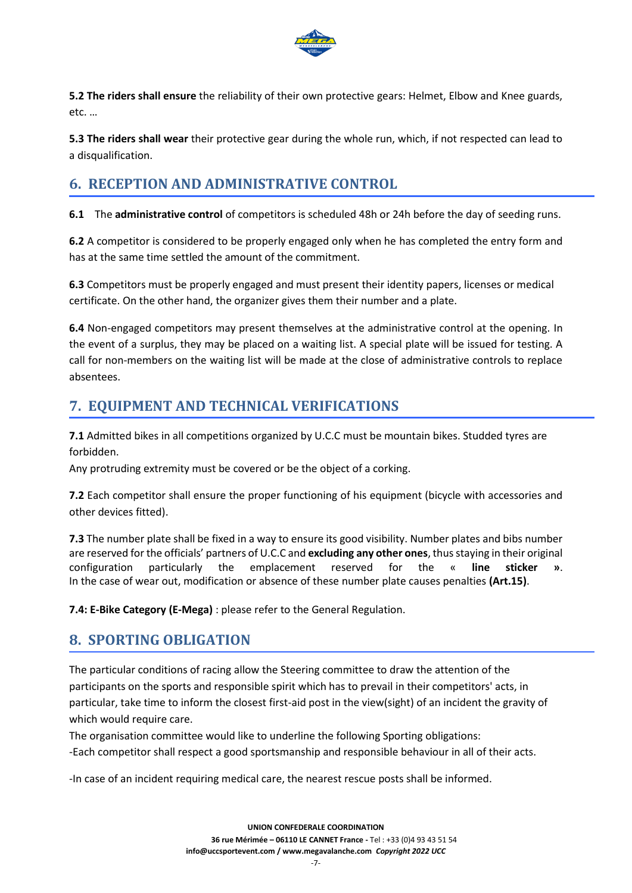**5.2 The riders shall ensure** the reliability of their own protective gears: Helmet, Elbow and Knee guards, etc. …

**5.3 The riders shall wear** their protective gear during the whole run, which, if not respected can lead to a disqualification.

## 6. RECEPTION AND ADMINISTRATIVE CONTROL

**6.1** The **administrative control** of competitors is scheduled 48h or 24h before the day of seeding runs.

**6.2** A competitor is considered to be properly engaged only when he has completed the entry form and has at the same time settled the amount of the commitment.

**6.3** Competitors must be properly engaged and must present their identity papers, licenses or medical certificate. On the other hand, the organizer gives them their number and a plate.

**6.4** Non-engaged competitors may present themselves at the administrative control at the opening. In the event of a surplus, they may be placed on a waiting list. A special plate will be issued for testing. A call for non-members on the waiting list will be made at the close of administrative controls to replace absentees.

## 7. EQUIPMENT AND TECHNICAL VERIFICATIONS

**7.1** Admitted bikes in all competitions organized by U.C.C must be mountain bikes. Studded tyres are forbidden.
Any protruding extremity must be covered or be the object of a corking.

**7.2** Each competitor shall ensure the proper functioning of his equipment (bicycle with accessories and other devices fitted).

**7.3** The number plate shall be fixed in a way to ensure its good visibility. Number plates and bibs number are reserved for the officials' partners of U.C.C and **excluding any other ones**, thus staying in their original configuration particularly the emplacement reserved for the « **line sticker »**.
In the case of wear out, modification or absence of these number plate causes penalties **(Art.15)**.

**7.4: E-Bike Category (E-Mega)** : please refer to the General Regulation.

## 8. SPORTING OBLIGATION

The particular conditions of racing allow the Steering committee to draw the attention of the participants on the sports and responsible spirit which has to prevail in their competitors' acts, in particular, take time to inform the closest first-aid post in the view(sight) of an incident the gravity of which would require care.
The organisation committee would like to underline the following Sporting obligations:
-Each competitor shall respect a good sportsmanship and responsible behaviour in all of their acts.

-In case of an incident requiring medical care, the nearest rescue posts shall be informed.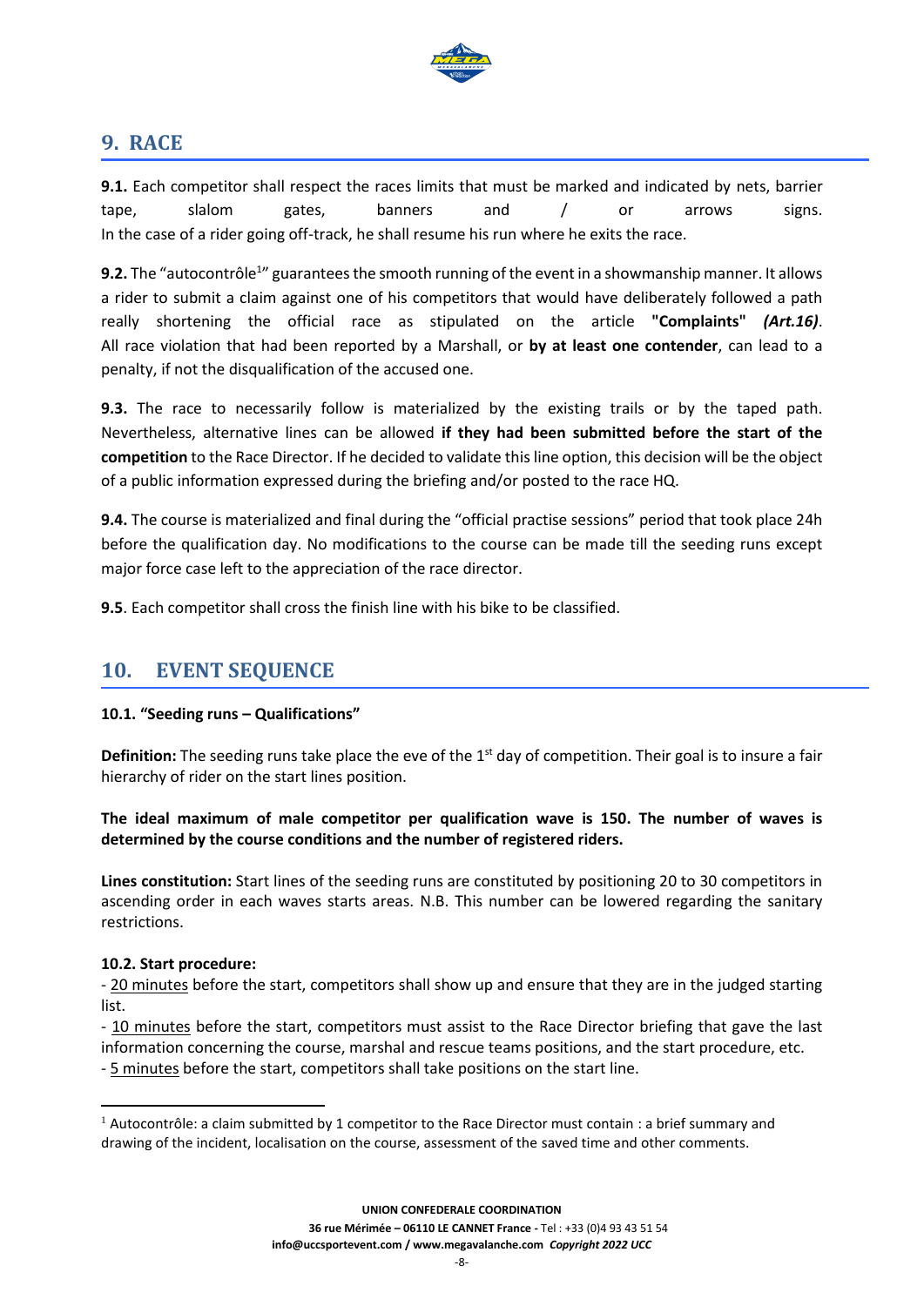## 9. RACE

**9.1.** Each competitor shall respect the races limits that must be marked and indicated by nets, barrier tape, slalom gates, banners and / or arrows signs.
In the case of a rider going off-track, he shall resume his run where he exits the race.

**9.2.** The "autocontrôle[1]" guarantees the smooth running of the event in a showmanship manner. It allows a rider to submit a claim against one of his competitors that would have deliberately followed a path really shortening the official race as stipulated on the article **"Complaints"** ***(Art.16)***. All race violation that had been reported by a Marshall, or **by at least one contender**, can lead to a penalty, if not the disqualification of the accused one.

**9.3.** The race to necessarily follow is materialized by the existing trails or by the taped path. Nevertheless, alternative lines can be allowed **if they had been submitted before the start of the competition** to the Race Director. If he decided to validate this line option, this decision will be the object of a public information expressed during the briefing and/or posted to the race HQ.

**9.4.** The course is materialized and final during the "official practise sessions" period that took place 24h before the qualification day. No modifications to the course can be made till the seeding runs except major force case left to the appreciation of the race director.

**9.5**. Each competitor shall cross the finish line with his bike to be classified.

## 10. EVENT SEQUENCE

**10.1. "Seeding runs – Qualifications"**

**Definition:** The seeding runs take place the eve of the 1st day of competition. Their goal is to insure a fair hierarchy of rider on the start lines position.

**The ideal maximum of male competitor per qualification wave is 150. The number of waves is determined by the course conditions and the number of registered riders.**

**Lines constitution:** Start lines of the seeding runs are constituted by positioning 20 to 30 competitors in ascending order in each waves starts areas. N.B. This number can be lowered regarding the sanitary restrictions.

**10.2. Start procedure:**

- 20 minutes before the start, competitors shall show up and ensure that they are in the judged starting list.
- 10 minutes before the start, competitors must assist to the Race Director briefing that gave the last information concerning the course, marshal and rescue teams positions, and the start procedure, etc.
- 5 minutes before the start, competitors shall take positions on the start line.

[1] Autocontrôle: a claim submitted by 1 competitor to the Race Director must contain : a brief summary and drawing of the incident, localisation on the course, assessment of the saved time and other comments.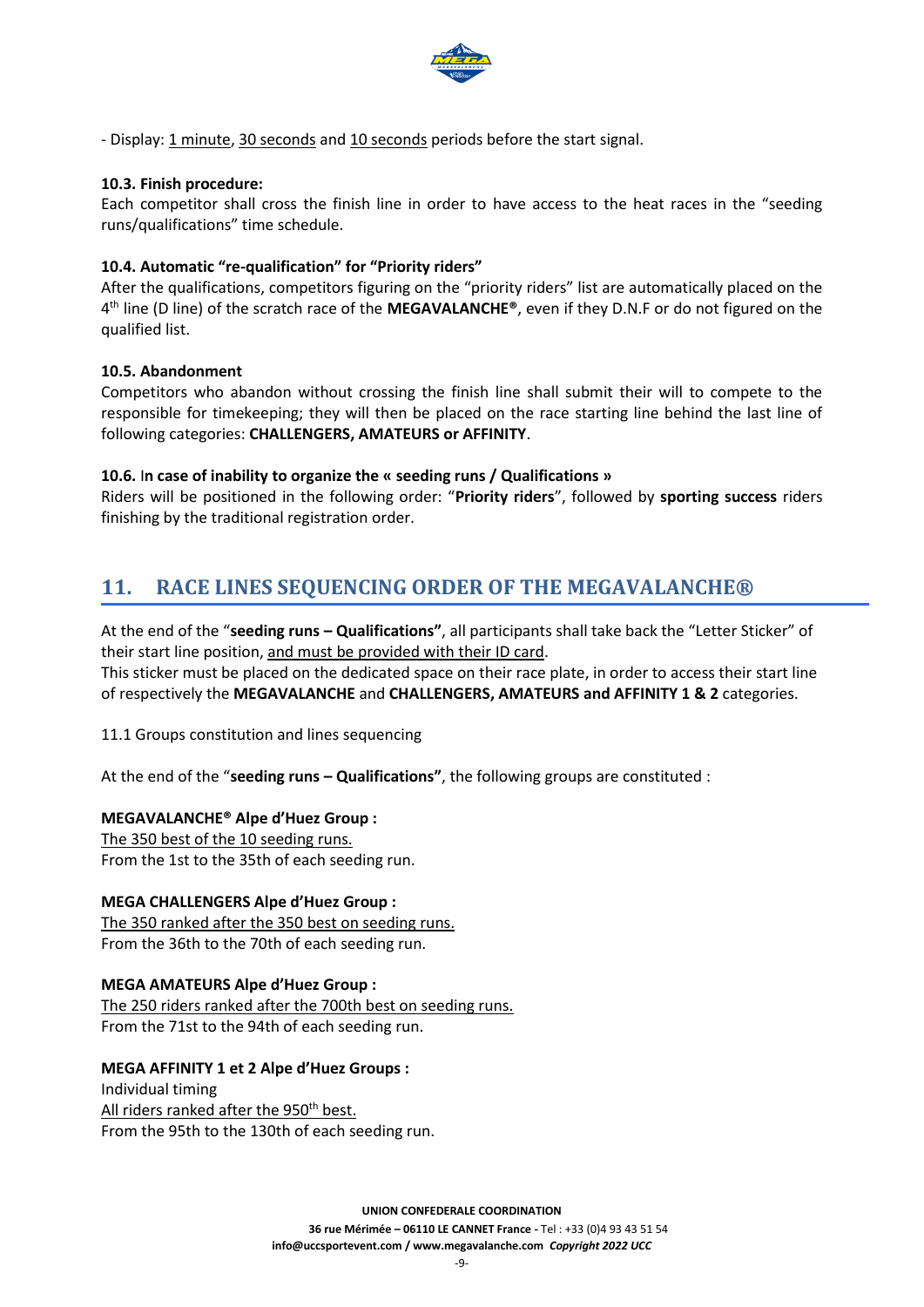- Display: 1 minute, 30 seconds and 10 seconds periods before the start signal.

**10.3. Finish procedure:**

Each competitor shall cross the finish line in order to have access to the heat races in the "seeding runs/qualifications" time schedule.

**10.4. Automatic "re-qualification" for "Priority riders"**

After the qualifications, competitors figuring on the "priority riders" list are automatically placed on the 4th line (D line) of the scratch race of the **MEGAVALANCHE®**, even if they D.N.F or do not figured on the qualified list.

**10.5. Abandonment**

Competitors who abandon without crossing the finish line shall submit their will to compete to the responsible for timekeeping; they will then be placed on the race starting line behind the last line of following categories: **CHALLENGERS, AMATEURS or AFFINITY**.

**10.6.** I**n case of inability to organize the « seeding runs / Qualifications »**

Riders will be positioned in the following order: "**Priority riders**", followed by **sporting success** riders finishing by the traditional registration order.

## 11. RACE LINES SEQUENCING ORDER OF THE MEGAVALANCHE®

At the end of the "**seeding runs – Qualifications"**, all participants shall take back the "Letter Sticker" of their start line position, and must be provided with their ID card.

This sticker must be placed on the dedicated space on their race plate, in order to access their start line of respectively the **MEGAVALANCHE** and **CHALLENGERS, AMATEURS and AFFINITY 1 & 2** categories.

11.1 Groups constitution and lines sequencing

At the end of the "**seeding runs – Qualifications"**, the following groups are constituted :

**MEGAVALANCHE® Alpe d'Huez Group :**
The 350 best of the 10 seeding runs.
From the 1st to the 35th of each seeding run.

**MEGA CHALLENGERS Alpe d'Huez Group :**
The 350 ranked after the 350 best on seeding runs.
From the 36th to the 70th of each seeding run.

**MEGA AMATEURS Alpe d'Huez Group :**
The 250 riders ranked after the 700th best on seeding runs.
From the 71st to the 94th of each seeding run.

**MEGA AFFINITY 1 et 2 Alpe d'Huez Groups :**
Individual timing
All riders ranked after the 950th best.
From the 95th to the 130th of each seeding run.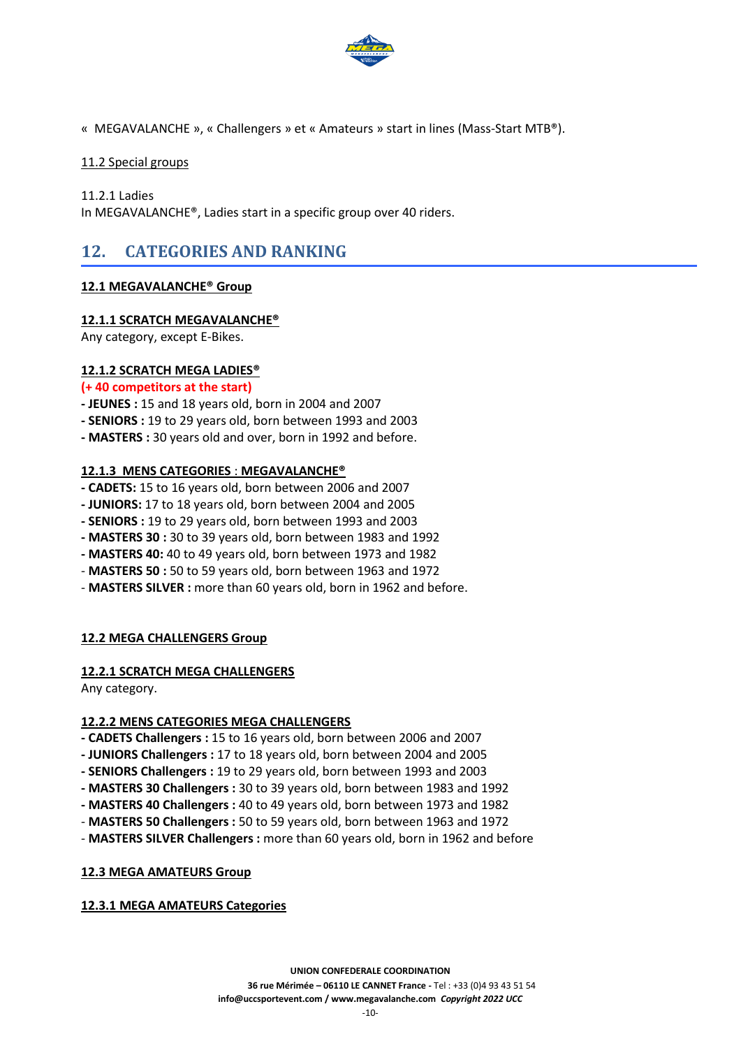« MEGAVALANCHE », « Challengers » et « Amateurs » start in lines (Mass-Start MTB®).

11.2 Special groups

11.2.1 Ladies
In MEGAVALANCHE®, Ladies start in a specific group over 40 riders.

## 12. CATEGORIES AND RANKING

**12.1 MEGAVALANCHE® Group**

**12.1.1 SCRATCH MEGAVALANCHE®**
Any category, except E-Bikes.

**12.1.2 SCRATCH MEGA LADIES®**
**(+ 40 competitors at the start)**
- **JEUNES :** 15 and 18 years old, born in 2004 and 2007
- **SENIORS :** 19 to 29 years old, born between 1993 and 2003
- **MASTERS :** 30 years old and over, born in 1992 and before.

**12.1.3 MENS CATEGORIES : MEGAVALANCHE®**
- **CADETS:** 15 to 16 years old, born between 2006 and 2007
- **JUNIORS:** 17 to 18 years old, born between 2004 and 2005
- **SENIORS :** 19 to 29 years old, born between 1993 and 2003
- **MASTERS 30 :** 30 to 39 years old, born between 1983 and 1992
- **MASTERS 40:** 40 to 49 years old, born between 1973 and 1982
- **MASTERS 50 :** 50 to 59 years old, born between 1963 and 1972
- **MASTERS SILVER :** more than 60 years old, born in 1962 and before.

**12.2 MEGA CHALLENGERS Group**

**12.2.1 SCRATCH MEGA CHALLENGERS**
Any category.

**12.2.2 MENS CATEGORIES MEGA CHALLENGERS**
- **CADETS Challengers :** 15 to 16 years old, born between 2006 and 2007
- **JUNIORS Challengers :** 17 to 18 years old, born between 2004 and 2005
- **SENIORS Challengers :** 19 to 29 years old, born between 1993 and 2003
- **MASTERS 30 Challengers :** 30 to 39 years old, born between 1983 and 1992
- **MASTERS 40 Challengers :** 40 to 49 years old, born between 1973 and 1982
- **MASTERS 50 Challengers :** 50 to 59 years old, born between 1963 and 1972
- **MASTERS SILVER Challengers :** more than 60 years old, born in 1962 and before

**12.3 MEGA AMATEURS Group**

**12.3.1 MEGA AMATEURS Categories**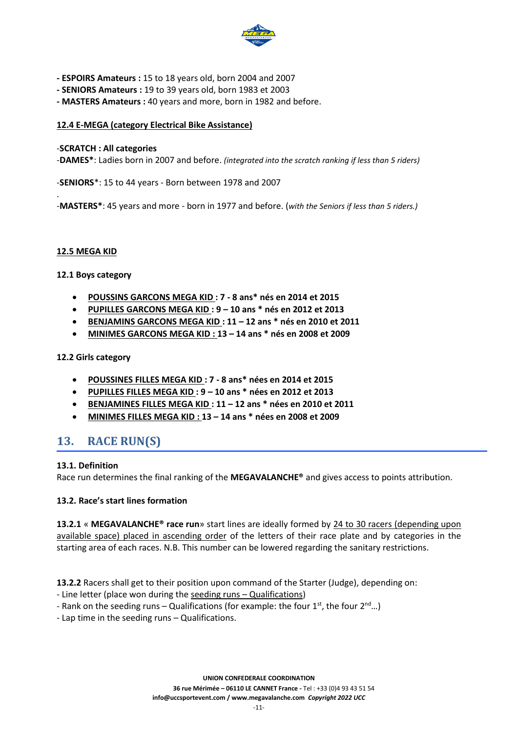**- ESPOIRS Amateurs :** 15 to 18 years old, born 2004 and 2007
**- SENIORS Amateurs :** 19 to 39 years old, born 1983 et 2003
**- MASTERS Amateurs :** 40 years and more, born in 1982 and before.

**12.4 E-MEGA (category Electrical Bike Assistance)**

-**SCRATCH : All categories**
-**DAMES***: Ladies born in 2007 and before. *(integrated into the scratch ranking if less than 5 riders)*

-**SENIORS***: 15 to 44 years - Born between 1978 and 2007

.
-**MASTERS***: 45 years and more - born in 1977 and before. (*with the Seniors if less than 5 riders.)*

**12.5 MEGA KID**

**12.1 Boys category**

- **POUSSINS GARCONS MEGA KID : 7 - 8 ans* nés en 2014 et 2015**
- **PUPILLES GARCONS MEGA KID : 9 – 10 ans * nés en 2012 et 2013**
- **BENJAMINS GARCONS MEGA KID : 11 – 12 ans * nés en 2010 et 2011**
- **MINIMES GARCONS MEGA KID : 13 – 14 ans * nés en 2008 et 2009**

**12.2 Girls category**

- **POUSSINES FILLES MEGA KID : 7 - 8 ans* nées en 2014 et 2015**
- **PUPILLES FILLES MEGA KID : 9 – 10 ans * nées en 2012 et 2013**
- **BENJAMINES FILLES MEGA KID : 11 – 12 ans * nées en 2010 et 2011**
- **MINIMES FILLES MEGA KID : 13 – 14 ans * nées en 2008 et 2009**

## 13. RACE RUN(S)

**13.1. Definition**
Race run determines the final ranking of the **MEGAVALANCHE®** and gives access to points attribution.

**13.2. Race's start lines formation**

**13.2.1** « **MEGAVALANCHE® race run**» start lines are ideally formed by 24 to 30 racers (depending upon available space) placed in ascending order of the letters of their race plate and by categories in the starting area of each races. N.B. This number can be lowered regarding the sanitary restrictions.

**13.2.2** Racers shall get to their position upon command of the Starter (Judge), depending on:
- Line letter (place won during the seeding runs – Qualifications)
- Rank on the seeding runs – Qualifications (for example: the four 1st, the four 2nd…)
- Lap time in the seeding runs – Qualifications.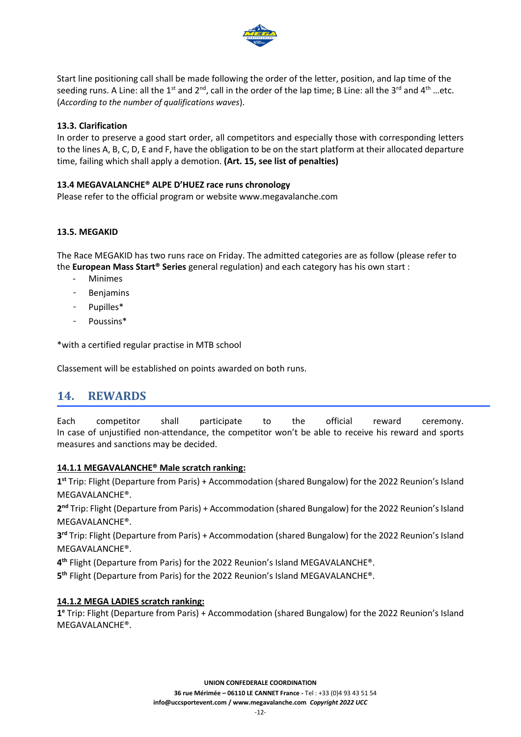Start line positioning call shall be made following the order of the letter, position, and lap time of the seeding runs. A Line: all the 1st and 2nd, call in the order of the lap time; B Line: all the 3rd and 4th …etc. (*According to the number of qualifications waves*).

### 13.3. Clarification

In order to preserve a good start order, all competitors and especially those with corresponding letters to the lines A, B, C, D, E and F, have the obligation to be on the start platform at their allocated departure time, failing which shall apply a demotion. **(Art. 15, see list of penalties)**

### 13.4 MEGAVALANCHE® ALPE D'HUEZ race runs chronology

Please refer to the official program or website www.megavalanche.com

### 13.5. MEGAKID

The Race MEGAKID has two runs race on Friday. The admitted categories are as follow (please refer to the **European Mass Start® Series** general regulation) and each category has his own start :

- Minimes
- Benjamins
- Pupilles*
- Poussins*

*with a certified regular practise in MTB school

Classement will be established on points awarded on both runs.

## 14. REWARDS

Each competitor shall participate to the official reward ceremony.
In case of unjustified non-attendance, the competitor won't be able to receive his reward and sports measures and sanctions may be decided.

### 14.1.1 MEGAVALANCHE® Male scratch ranking:

**1st** Trip: Flight (Departure from Paris) + Accommodation (shared Bungalow) for the 2022 Reunion's Island MEGAVALANCHE®.

**2nd** Trip: Flight (Departure from Paris) + Accommodation (shared Bungalow) for the 2022 Reunion's Island MEGAVALANCHE®.

**3rd** Trip: Flight (Departure from Paris) + Accommodation (shared Bungalow) for the 2022 Reunion's Island MEGAVALANCHE®.

**4th** Flight (Departure from Paris) for the 2022 Reunion's Island MEGAVALANCHE®.

**5th** Flight (Departure from Paris) for the 2022 Reunion's Island MEGAVALANCHE®.

### 14.1.2 MEGA LADIES scratch ranking:

**1e** Trip: Flight (Departure from Paris) + Accommodation (shared Bungalow) for the 2022 Reunion's Island MEGAVALANCHE®.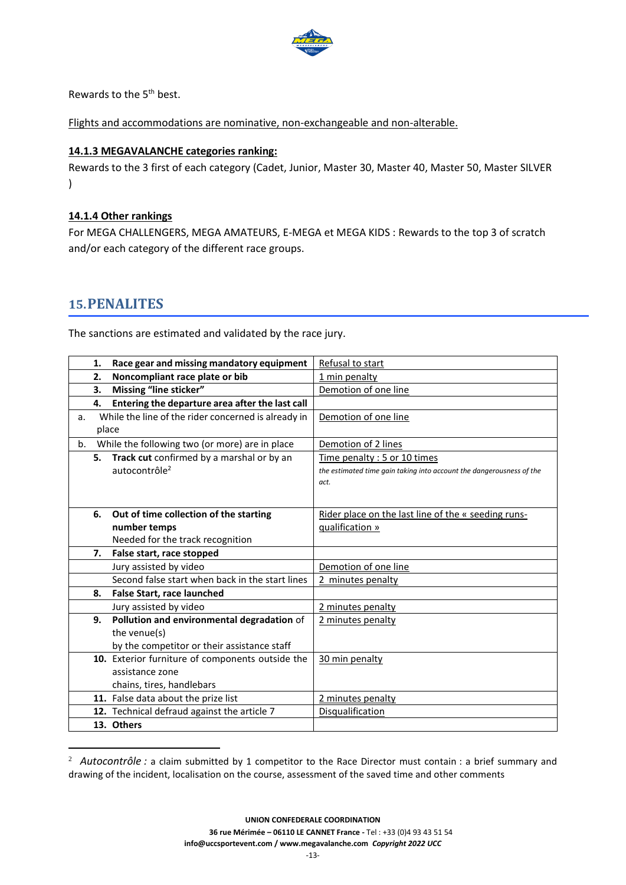Rewards to the 5th best.

Flights and accommodations are nominative, non-exchangeable and non-alterable.

### 14.1.3 MEGAVALANCHE categories ranking:

Rewards to the 3 first of each category (Cadet, Junior, Master 30, Master 40, Master 50, Master SILVER )

### 14.1.4 Other rankings

For MEGA CHALLENGERS, MEGA AMATEURS, E-MEGA et MEGA KIDS : Rewards to the top 3 of scratch and/or each category of the different race groups.

## 15. PENALITES

The sanctions are estimated and validated by the race jury.

| | |
|---|---|
| **1. Race gear and missing mandatory equipment** | Refusal to start |
| **2. Noncompliant race plate or bib** | 1 min penalty |
| **3. Missing "line sticker"** | Demotion of one line |
| **4. Entering the departure area after the last call** | |
| a. While the line of the rider concerned is already in place | Demotion of one line |
| b. While the following two (or more) are in place | Demotion of 2 lines |
| **5. Track cut** confirmed by a marshal or by an autocontrôle[2] | Time penalty : 5 or 10 times *the estimated time gain taking into account the dangerousness of the act.* |
| **6. Out of time collection of the starting number temps** Needed for the track recognition | Rider place on the last line of the « seeding runs-qualification » |
| **7. False start, race stopped** | |
| Jury assisted by video | Demotion of one line |
| Second false start when back in the start lines | 2 minutes penalty |
| **8. False Start, race launched** | |
| Jury assisted by video | 2 minutes penalty |
| **9. Pollution and environmental degradation** of the venue(s) by the competitor or their assistance staff | 2 minutes penalty |
| **10.** Exterior furniture of components outside the assistance zone chains, tires, handlebars | 30 min penalty |
| **11.** False data about the prize list | 2 minutes penalty |
| **12.** Technical defraud against the article 7 | Disqualification |
| **13. Others** | |

[2] *Autocontrôle :* a claim submitted by 1 competitor to the Race Director must contain : a brief summary and drawing of the incident, localisation on the course, assessment of the saved time and other comments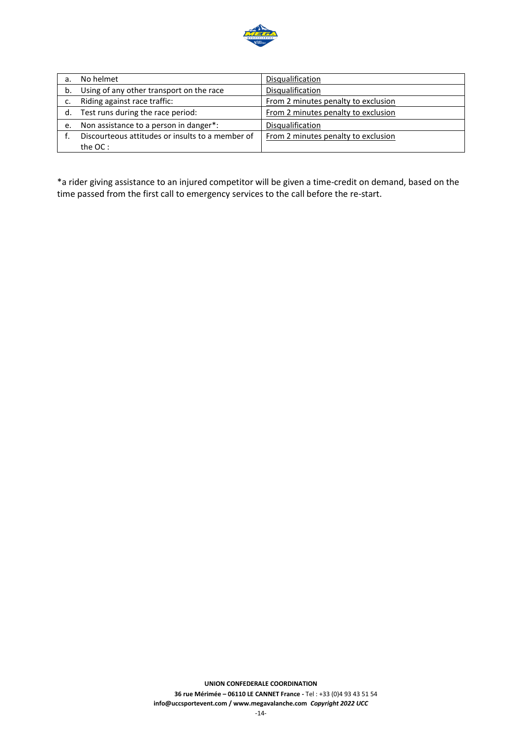| | | |
|---|---|---|
| a. | No helmet | Disqualification |
| b. | Using of any other transport on the race | Disqualification |
| c. | Riding against race traffic: | From 2 minutes penalty to exclusion |
| d. | Test runs during the race period: | From 2 minutes penalty to exclusion |
| e. | Non assistance to a person in danger*: | Disqualification |
| f. | Discourteous attitudes or insults to a member of the OC : | From 2 minutes penalty to exclusion |

*a rider giving assistance to an injured competitor will be given a time-credit on demand, based on the time passed from the first call to emergency services to the call before the re-start.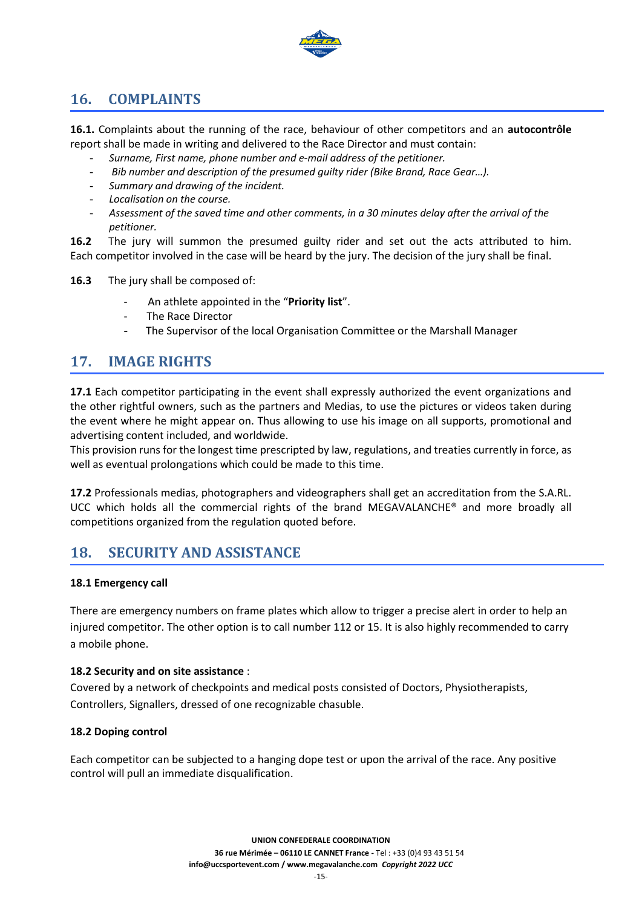## 16. COMPLAINTS

**16.1.** Complaints about the running of the race, behaviour of other competitors and an **autocontrôle** report shall be made in writing and delivered to the Race Director and must contain:

- *Surname, First name, phone number and e-mail address of the petitioner.*
- *Bib number and description of the presumed guilty rider (Bike Brand, Race Gear…).*
- *Summary and drawing of the incident.*
- *Localisation on the course.*
- *Assessment of the saved time and other comments, in a 30 minutes delay after the arrival of the petitioner.*

**16.2** The jury will summon the presumed guilty rider and set out the acts attributed to him. Each competitor involved in the case will be heard by the jury. The decision of the jury shall be final.

**16.3** The jury shall be composed of:

- An athlete appointed in the "**Priority list**".
- The Race Director
- The Supervisor of the local Organisation Committee or the Marshall Manager

## 17. IMAGE RIGHTS

**17.1** Each competitor participating in the event shall expressly authorized the event organizations and the other rightful owners, such as the partners and Medias, to use the pictures or videos taken during the event where he might appear on. Thus allowing to use his image on all supports, promotional and advertising content included, and worldwide.
This provision runs for the longest time prescripted by law, regulations, and treaties currently in force, as well as eventual prolongations which could be made to this time.

**17.2** Professionals medias, photographers and videographers shall get an accreditation from the S.A.RL. UCC which holds all the commercial rights of the brand MEGAVALANCHE® and more broadly all competitions organized from the regulation quoted before.

## 18. SECURITY AND ASSISTANCE

**18.1 Emergency call**

There are emergency numbers on frame plates which allow to trigger a precise alert in order to help an injured competitor. The other option is to call number 112 or 15. It is also highly recommended to carry a mobile phone.

**18.2 Security and on site assistance** :
Covered by a network of checkpoints and medical posts consisted of Doctors, Physiotherapists, Controllers, Signallers, dressed of one recognizable chasuble.

**18.2 Doping control**

Each competitor can be subjected to a hanging dope test or upon the arrival of the race. Any positive control will pull an immediate disqualification.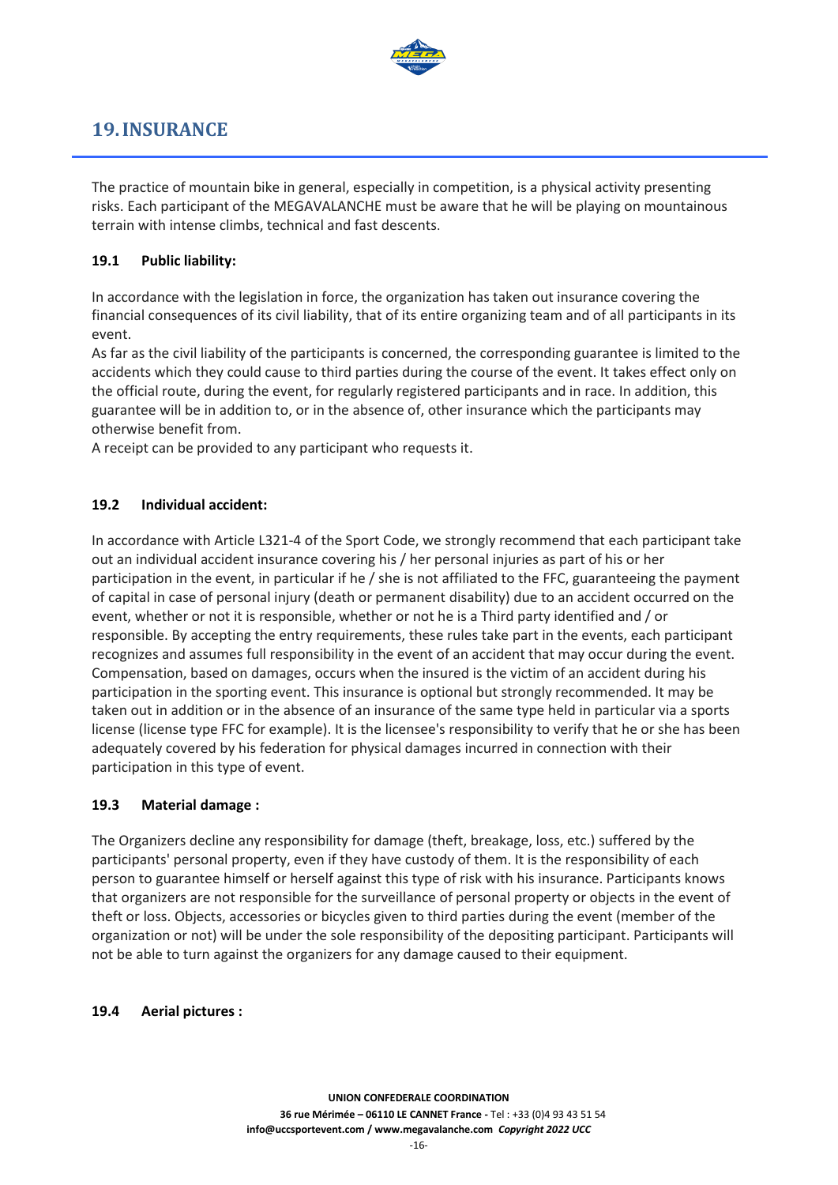# 19. INSURANCE

The practice of mountain bike in general, especially in competition, is a physical activity presenting risks. Each participant of the MEGAVALANCHE must be aware that he will be playing on mountainous terrain with intense climbs, technical and fast descents.

### 19.1 Public liability:

In accordance with the legislation in force, the organization has taken out insurance covering the financial consequences of its civil liability, that of its entire organizing team and of all participants in its event.
As far as the civil liability of the participants is concerned, the corresponding guarantee is limited to the accidents which they could cause to third parties during the course of the event. It takes effect only on the official route, during the event, for regularly registered participants and in race. In addition, this guarantee will be in addition to, or in the absence of, other insurance which the participants may otherwise benefit from.
A receipt can be provided to any participant who requests it.

### 19.2 Individual accident:

In accordance with Article L321-4 of the Sport Code, we strongly recommend that each participant take out an individual accident insurance covering his / her personal injuries as part of his or her participation in the event, in particular if he / she is not affiliated to the FFC, guaranteeing the payment of capital in case of personal injury (death or permanent disability) due to an accident occurred on the event, whether or not it is responsible, whether or not he is a Third party identified and / or responsible. By accepting the entry requirements, these rules take part in the events, each participant recognizes and assumes full responsibility in the event of an accident that may occur during the event. Compensation, based on damages, occurs when the insured is the victim of an accident during his participation in the sporting event. This insurance is optional but strongly recommended. It may be taken out in addition or in the absence of an insurance of the same type held in particular via a sports license (license type FFC for example). It is the licensee's responsibility to verify that he or she has been adequately covered by his federation for physical damages incurred in connection with their participation in this type of event.

### 19.3 Material damage :

The Organizers decline any responsibility for damage (theft, breakage, loss, etc.) suffered by the participants' personal property, even if they have custody of them. It is the responsibility of each person to guarantee himself or herself against this type of risk with his insurance. Participants knows that organizers are not responsible for the surveillance of personal property or objects in the event of theft or loss. Objects, accessories or bicycles given to third parties during the event (member of the organization or not) will be under the sole responsibility of the depositing participant. Participants will not be able to turn against the organizers for any damage caused to their equipment.

### 19.4 Aerial pictures :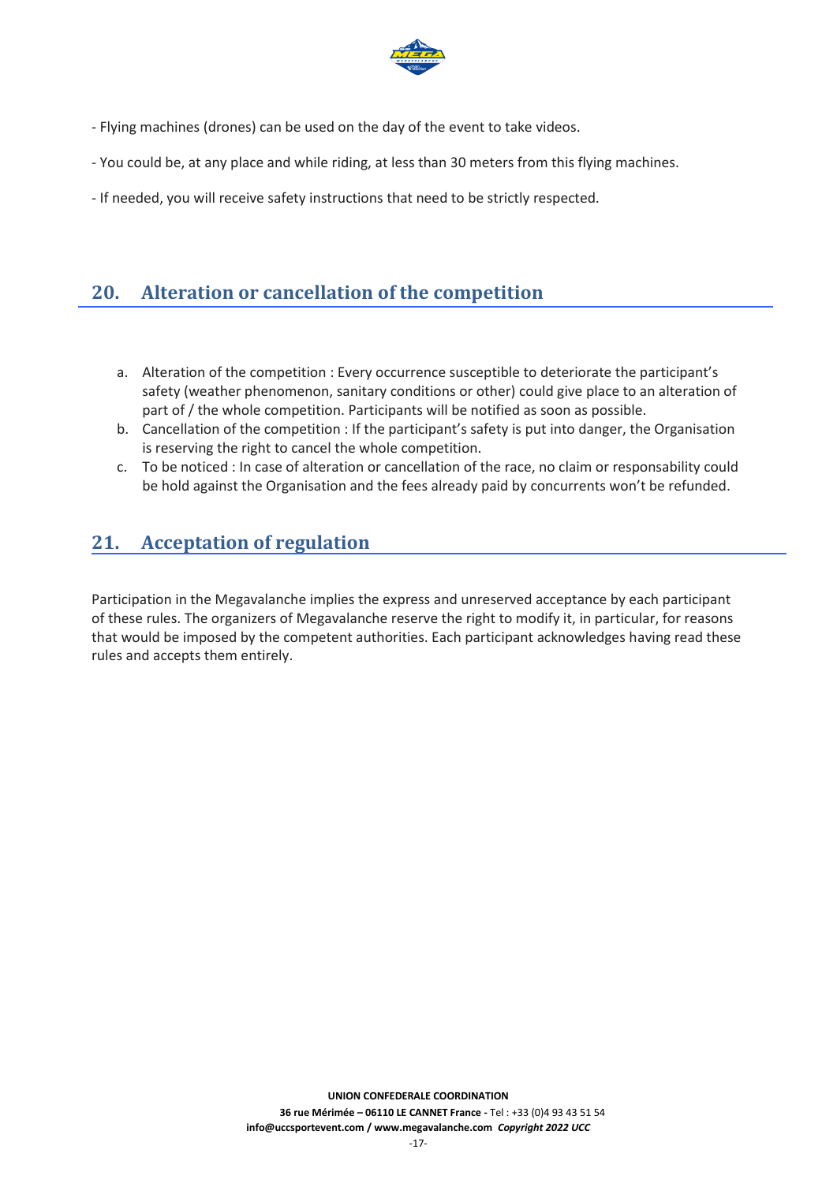- Flying machines (drones) can be used on the day of the event to take videos.

- You could be, at any place and while riding, at less than 30 meters from this flying machines.

- If needed, you will receive safety instructions that need to be strictly respected.

## 20. Alteration or cancellation of the competition

a. Alteration of the competition : Every occurrence susceptible to deteriorate the participant's safety (weather phenomenon, sanitary conditions or other) could give place to an alteration of part of / the whole competition. Participants will be notified as soon as possible.
b. Cancellation of the competition : If the participant's safety is put into danger, the Organisation is reserving the right to cancel the whole competition.
c. To be noticed : In case of alteration or cancellation of the race, no claim or responsability could be hold against the Organisation and the fees already paid by concurrents won't be refunded.

## 21. Acceptation of regulation

Participation in the Megavalanche implies the express and unreserved acceptance by each participant of these rules. The organizers of Megavalanche reserve the right to modify it, in particular, for reasons that would be imposed by the competent authorities. Each participant acknowledges having read these rules and accepts them entirely.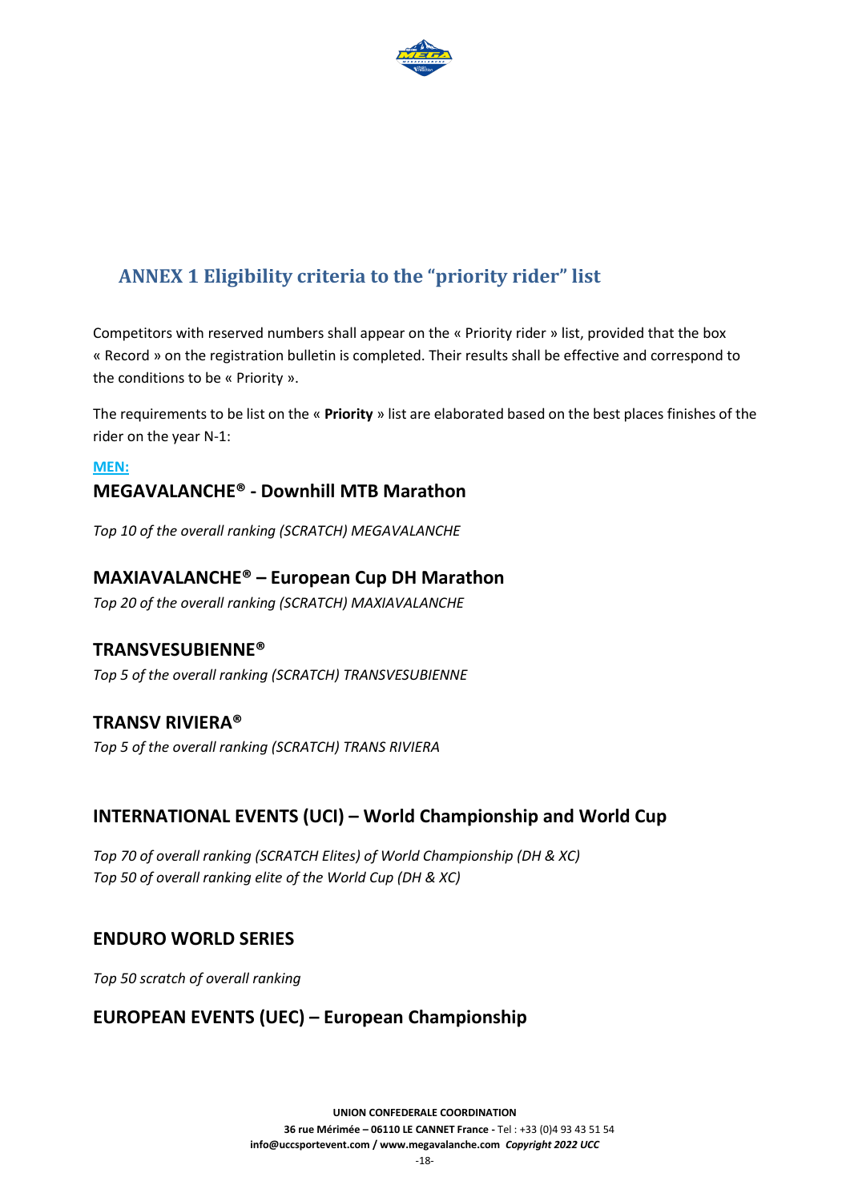## ANNEX 1 Eligibility criteria to the "priority rider" list

Competitors with reserved numbers shall appear on the « Priority rider » list, provided that the box « Record » on the registration bulletin is completed. Their results shall be effective and correspond to the conditions to be « Priority ».

The requirements to be list on the « **Priority** » list are elaborated based on the best places finishes of the rider on the year N-1:

**MEN:**

### MEGAVALANCHE® - Downhill MTB Marathon

*Top 10 of the overall ranking (SCRATCH) MEGAVALANCHE*

### MAXIAVALANCHE® – European Cup DH Marathon

*Top 20 of the overall ranking (SCRATCH) MAXIAVALANCHE*

### TRANSVESUBIENNE®

*Top 5 of the overall ranking (SCRATCH) TRANSVESUBIENNE*

### TRANSV RIVIERA®

*Top 5 of the overall ranking (SCRATCH) TRANS RIVIERA*

### INTERNATIONAL EVENTS (UCI) – World Championship and World Cup

*Top 70 of overall ranking (SCRATCH Elites) of World Championship (DH & XC)*
*Top 50 of overall ranking elite of the World Cup (DH & XC)*

### ENDURO WORLD SERIES

*Top 50 scratch of overall ranking*

### EUROPEAN EVENTS (UEC) – European Championship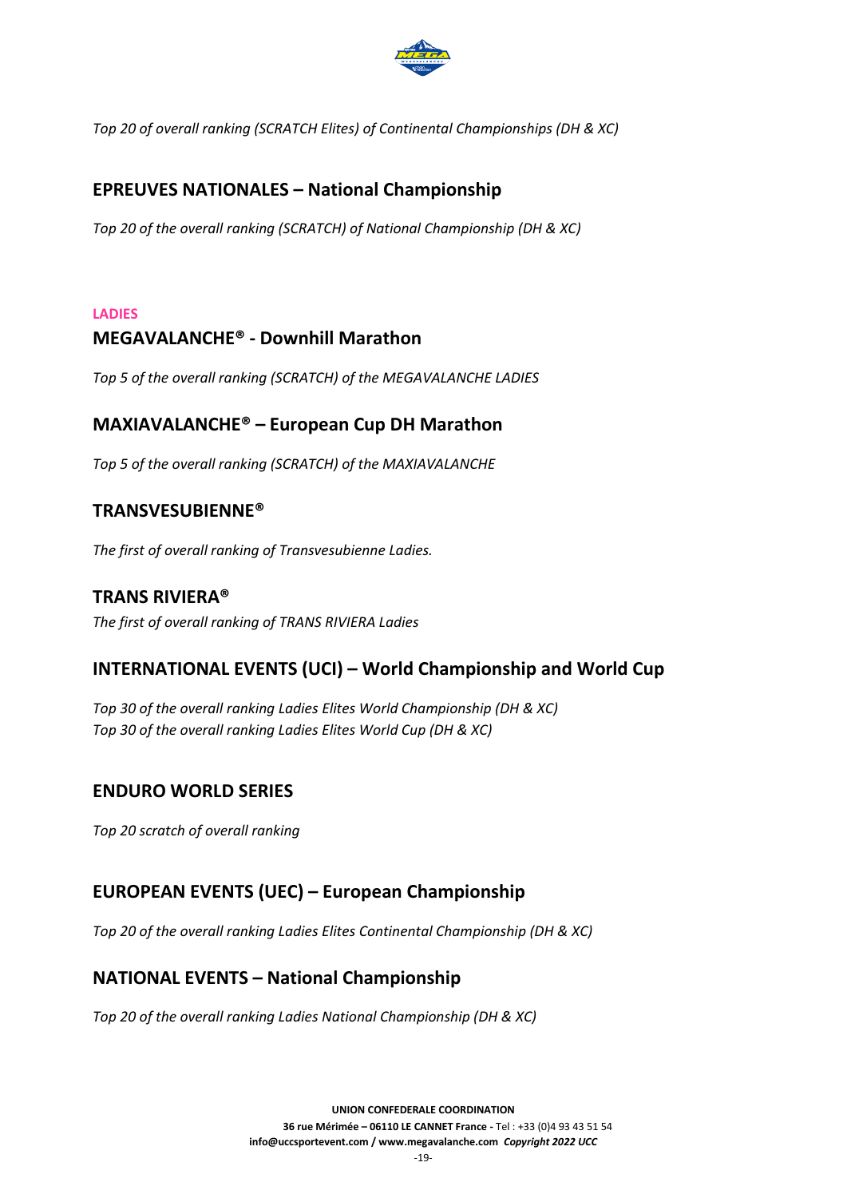*Top 20 of overall ranking (SCRATCH Elites) of Continental Championships (DH & XC)*

## EPREUVES NATIONALES – National Championship

*Top 20 of the overall ranking (SCRATCH) of National Championship (DH & XC)*

**LADIES**

## MEGAVALANCHE® - Downhill Marathon

*Top 5 of the overall ranking (SCRATCH) of the MEGAVALANCHE LADIES*

## MAXIAVALANCHE® – European Cup DH Marathon

*Top 5 of the overall ranking (SCRATCH) of the MAXIAVALANCHE*

## TRANSVESUBIENNE®

*The first of overall ranking of Transvesubienne Ladies.*

## TRANS RIVIERA®

*The first of overall ranking of TRANS RIVIERA Ladies*

## INTERNATIONAL EVENTS (UCI) – World Championship and World Cup

*Top 30 of the overall ranking Ladies Elites World Championship (DH & XC)*
*Top 30 of the overall ranking Ladies Elites World Cup (DH & XC)*

## ENDURO WORLD SERIES

*Top 20 scratch of overall ranking*

## EUROPEAN EVENTS (UEC) – European Championship

*Top 20 of the overall ranking Ladies Elites Continental Championship (DH & XC)*

## NATIONAL EVENTS – National Championship

*Top 20 of the overall ranking Ladies National Championship (DH & XC)*

**UNION CONFEDERALE COORDINATION**
**36 rue Mérimée – 06110 LE CANNET France** - Tel : +33 (0)4 93 43 51 54
**info@uccsportevent.com / www.megavalanche.com** ***Copyright 2022 UCC***